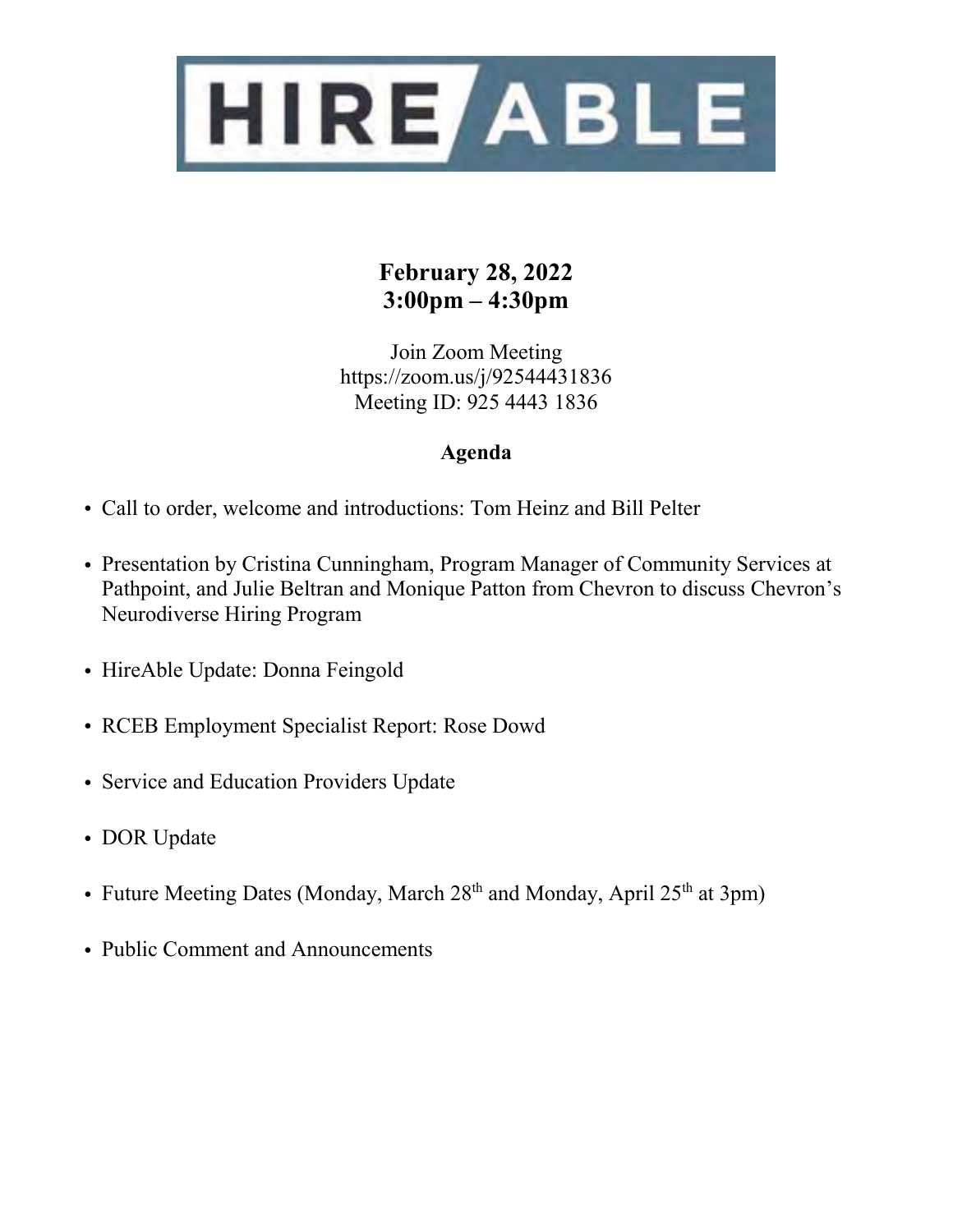# HIRE ABLE

**February 28, 2022**
**3:00pm – 4:30pm**

Join Zoom Meeting
https://zoom.us/j/92544431836
Meeting ID: 925 4443 1836

## Agenda

- Call to order, welcome and introductions: Tom Heinz and Bill Pelter
- Presentation by Cristina Cunningham, Program Manager of Community Services at Pathpoint, and Julie Beltran and Monique Patton from Chevron to discuss Chevron's Neurodiverse Hiring Program
- HireAble Update: Donna Feingold
- RCEB Employment Specialist Report: Rose Dowd
- Service and Education Providers Update
- DOR Update
- Future Meeting Dates (Monday, March 28th and Monday, April 25th at 3pm)
- Public Comment and Announcements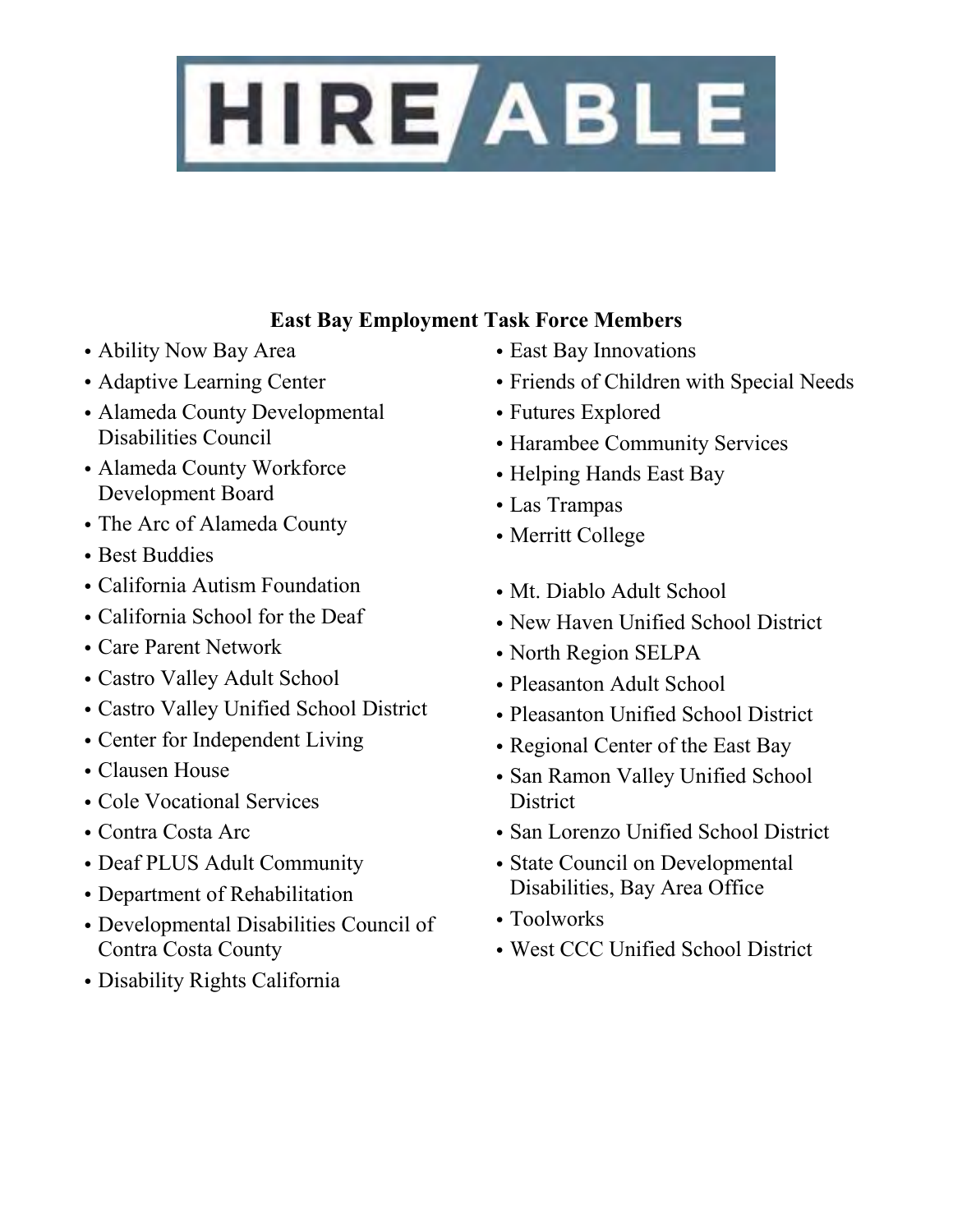# HIRE ABLE

**East Bay Employment Task Force Members**

- Ability Now Bay Area
- Adaptive Learning Center
- Alameda County Developmental Disabilities Council
- Alameda County Workforce Development Board
- The Arc of Alameda County
- Best Buddies
- California Autism Foundation
- California School for the Deaf
- Care Parent Network
- Castro Valley Adult School
- Castro Valley Unified School District
- Center for Independent Living
- Clausen House
- Cole Vocational Services
- Contra Costa Arc
- Deaf PLUS Adult Community
- Department of Rehabilitation
- Developmental Disabilities Council of Contra Costa County
- Disability Rights California
- East Bay Innovations
- Friends of Children with Special Needs
- Futures Explored
- Harambee Community Services
- Helping Hands East Bay
- Las Trampas
- Merritt College
- Mt. Diablo Adult School
- New Haven Unified School District
- North Region SELPA
- Pleasanton Adult School
- Pleasanton Unified School District
- Regional Center of the East Bay
- San Ramon Valley Unified School District
- San Lorenzo Unified School District
- State Council on Developmental Disabilities, Bay Area Office
- Toolworks
- West CCC Unified School District